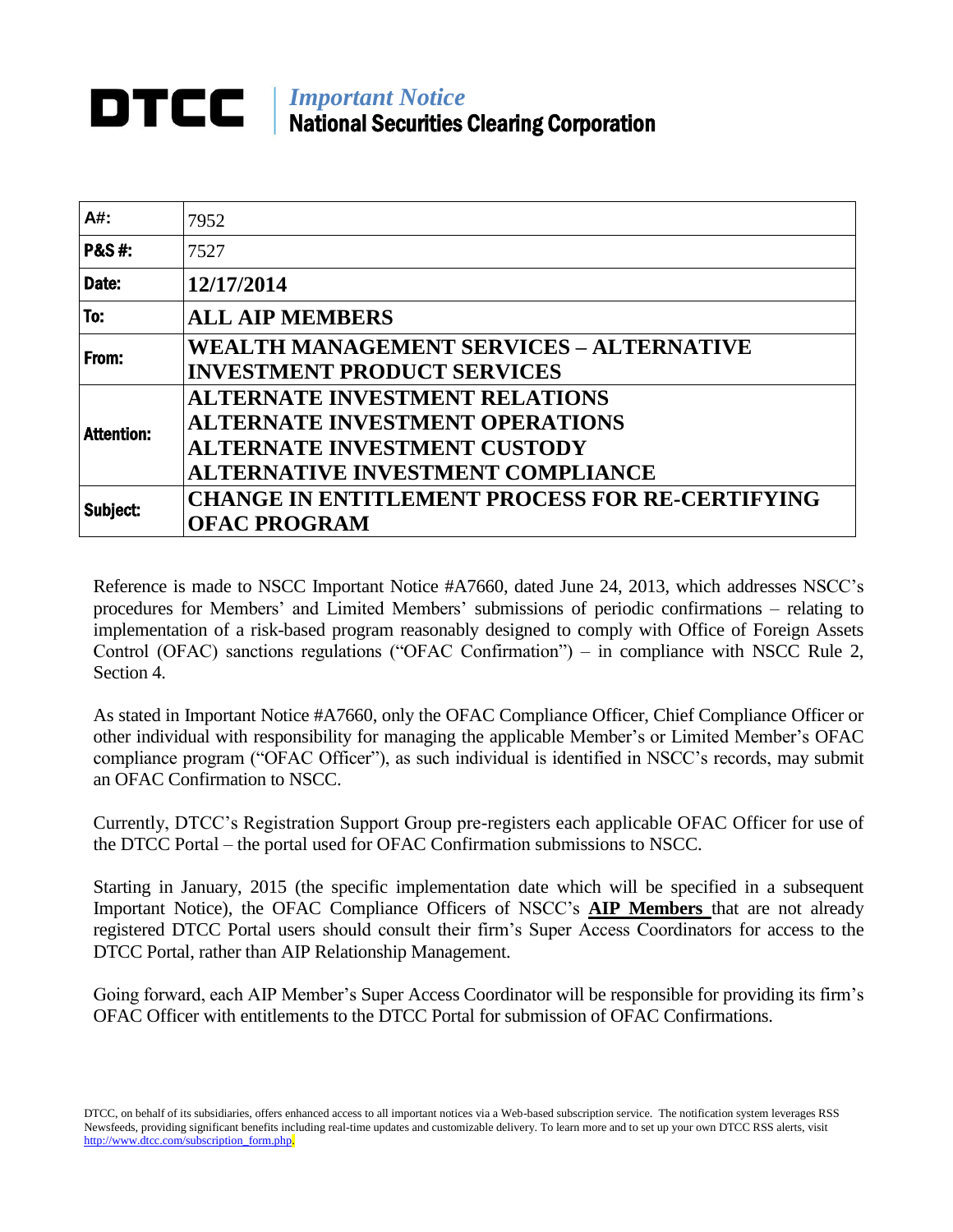# DTCC | *Important Notice*
## National Securities Clearing Corporation

| | |
|---|---|
| **A#:** | 7952 |
| **P&S #:** | 7527 |
| **Date:** | **12/17/2014** |
| **To:** | **ALL AIP MEMBERS** |
| **From:** | **WEALTH MANAGEMENT SERVICES – ALTERNATIVE INVESTMENT PRODUCT SERVICES** |
| **Attention:** | **ALTERNATE INVESTMENT RELATIONS**<br>**ALTERNATE INVESTMENT OPERATIONS**<br>**ALTERNATE INVESTMENT CUSTODY**<br>**ALTERNATIVE INVESTMENT COMPLIANCE** |
| **Subject:** | **CHANGE IN ENTITLEMENT PROCESS FOR RE-CERTIFYING OFAC PROGRAM** |

Reference is made to NSCC Important Notice #A7660, dated June 24, 2013, which addresses NSCC's procedures for Members' and Limited Members' submissions of periodic confirmations – relating to implementation of a risk-based program reasonably designed to comply with Office of Foreign Assets Control (OFAC) sanctions regulations ("OFAC Confirmation") – in compliance with NSCC Rule 2, Section 4.

As stated in Important Notice #A7660, only the OFAC Compliance Officer, Chief Compliance Officer or other individual with responsibility for managing the applicable Member's or Limited Member's OFAC compliance program ("OFAC Officer"), as such individual is identified in NSCC's records, may submit an OFAC Confirmation to NSCC.

Currently, DTCC's Registration Support Group pre-registers each applicable OFAC Officer for use of the DTCC Portal – the portal used for OFAC Confirmation submissions to NSCC.

Starting in January, 2015 (the specific implementation date which will be specified in a subsequent Important Notice), the OFAC Compliance Officers of NSCC's **AIP Members** that are not already registered DTCC Portal users should consult their firm's Super Access Coordinators for access to the DTCC Portal, rather than AIP Relationship Management.

Going forward, each AIP Member's Super Access Coordinator will be responsible for providing its firm's OFAC Officer with entitlements to the DTCC Portal for submission of OFAC Confirmations.

DTCC, on behalf of its subsidiaries, offers enhanced access to all important notices via a Web-based subscription service. The notification system leverages RSS Newsfeeds, providing significant benefits including real-time updates and customizable delivery. To learn more and to set up your own DTCC RSS alerts, visit http://www.dtcc.com/subscription_form.php.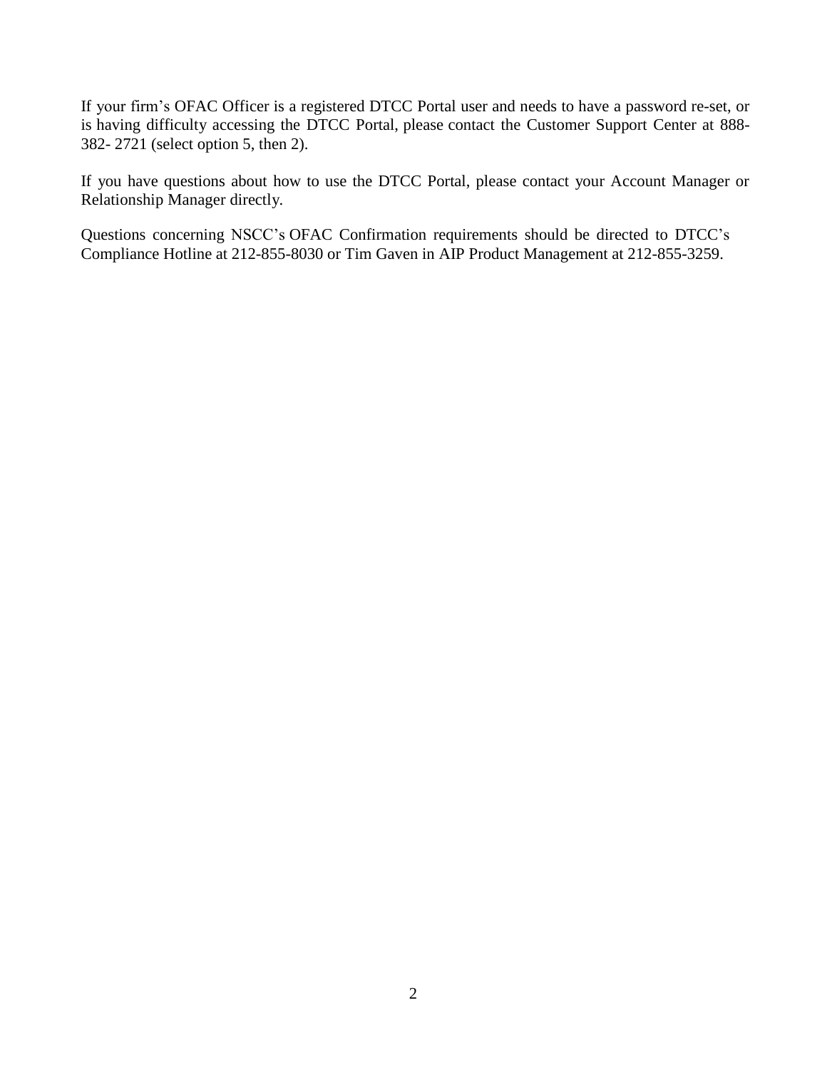If your firm's OFAC Officer is a registered DTCC Portal user and needs to have a password re-set, or is having difficulty accessing the DTCC Portal, please contact the Customer Support Center at 888-382- 2721 (select option 5, then 2).

If you have questions about how to use the DTCC Portal, please contact your Account Manager or Relationship Manager directly.

Questions concerning NSCC's OFAC Confirmation requirements should be directed to DTCC's Compliance Hotline at 212-855-8030 or Tim Gaven in AIP Product Management at 212-855-3259.